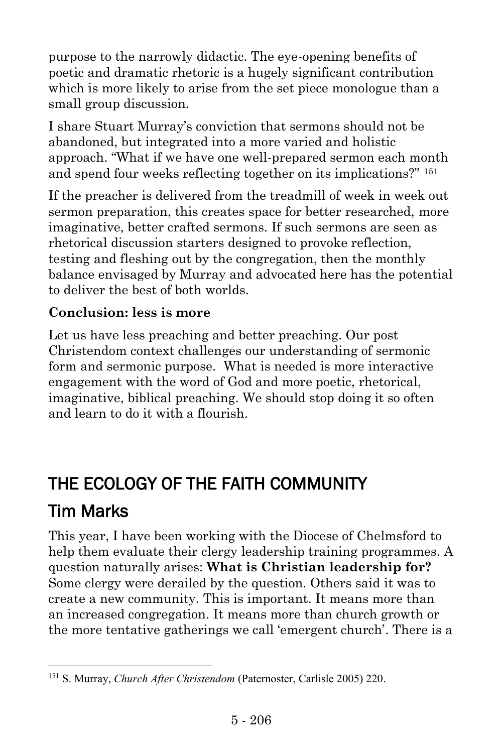purpose to the narrowly didactic. The eye-opening benefits of poetic and dramatic rhetoric is a hugely significant contribution which is more likely to arise from the set piece monologue than a small group discussion.

I share Stuart Murray's conviction that sermons should not be abandoned, but integrated into a more varied and holistic approach. "What if we have one well-prepared sermon each month and spend four weeks reflecting together on its implications?" [151]

If the preacher is delivered from the treadmill of week in week out sermon preparation, this creates space for better researched, more imaginative, better crafted sermons. If such sermons are seen as rhetorical discussion starters designed to provoke reflection, testing and fleshing out by the congregation, then the monthly balance envisaged by Murray and advocated here has the potential to deliver the best of both worlds.

**Conclusion: less is more**

Let us have less preaching and better preaching. Our post Christendom context challenges our understanding of sermonic form and sermonic purpose. What is needed is more interactive engagement with the word of God and more poetic, rhetorical, imaginative, biblical preaching. We should stop doing it so often and learn to do it with a flourish.

# THE ECOLOGY OF THE FAITH COMMUNITY

## Tim Marks

This year, I have been working with the Diocese of Chelmsford to help them evaluate their clergy leadership training programmes. A question naturally arises: **What is Christian leadership for?** Some clergy were derailed by the question. Others said it was to create a new community. This is important. It means more than an increased congregation. It means more than church growth or the more tentative gatherings we call 'emergent church'. There is a

[151] S. Murray, *Church After Christendom* (Paternoster, Carlisle 2005) 220.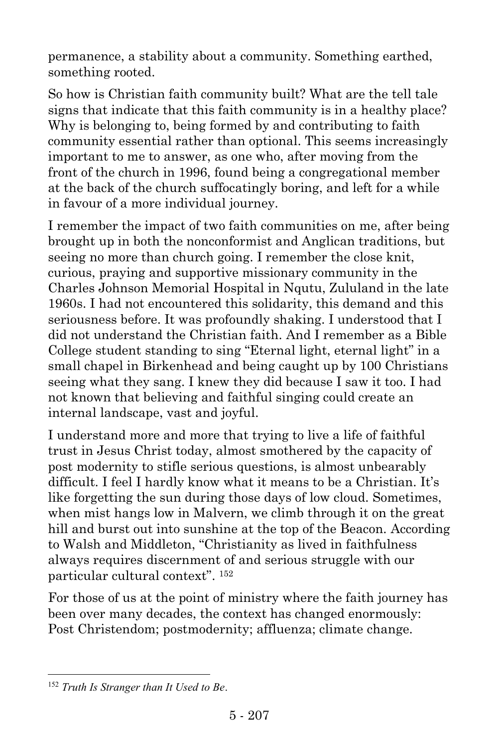permanence, a stability about a community. Something earthed, something rooted.

So how is Christian faith community built? What are the tell tale signs that indicate that this faith community is in a healthy place? Why is belonging to, being formed by and contributing to faith community essential rather than optional. This seems increasingly important to me to answer, as one who, after moving from the front of the church in 1996, found being a congregational member at the back of the church suffocatingly boring, and left for a while in favour of a more individual journey.

I remember the impact of two faith communities on me, after being brought up in both the nonconformist and Anglican traditions, but seeing no more than church going. I remember the close knit, curious, praying and supportive missionary community in the Charles Johnson Memorial Hospital in Nqutu, Zululand in the late 1960s. I had not encountered this solidarity, this demand and this seriousness before. It was profoundly shaking. I understood that I did not understand the Christian faith. And I remember as a Bible College student standing to sing "Eternal light, eternal light" in a small chapel in Birkenhead and being caught up by 100 Christians seeing what they sang. I knew they did because I saw it too. I had not known that believing and faithful singing could create an internal landscape, vast and joyful.

I understand more and more that trying to live a life of faithful trust in Jesus Christ today, almost smothered by the capacity of post modernity to stifle serious questions, is almost unbearably difficult. I feel I hardly know what it means to be a Christian. It's like forgetting the sun during those days of low cloud. Sometimes, when mist hangs low in Malvern, we climb through it on the great hill and burst out into sunshine at the top of the Beacon. According to Walsh and Middleton, "Christianity as lived in faithfulness always requires discernment of and serious struggle with our particular cultural context". [152]

For those of us at the point of ministry where the faith journey has been over many decades, the context has changed enormously: Post Christendom; postmodernity; affluenza; climate change.

---

[152] *Truth Is Stranger than It Used to Be*.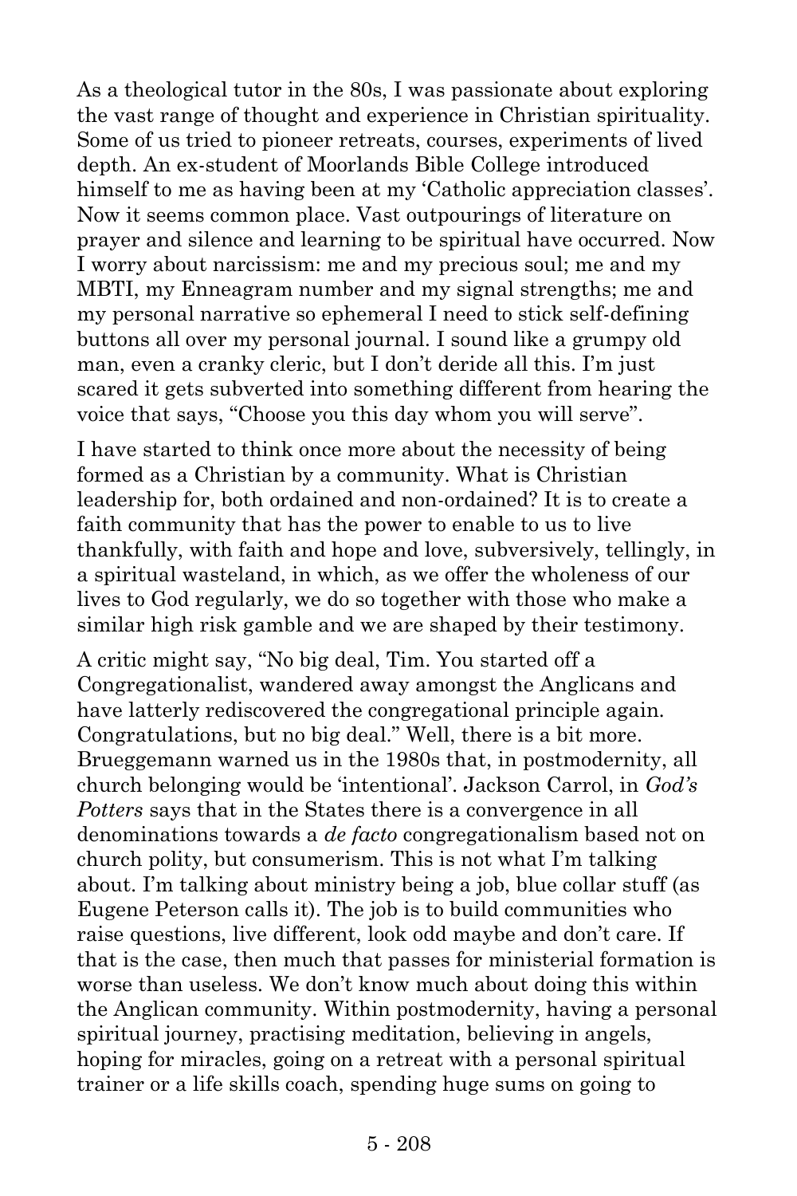As a theological tutor in the 80s, I was passionate about exploring the vast range of thought and experience in Christian spirituality. Some of us tried to pioneer retreats, courses, experiments of lived depth. An ex-student of Moorlands Bible College introduced himself to me as having been at my 'Catholic appreciation classes'. Now it seems common place. Vast outpourings of literature on prayer and silence and learning to be spiritual have occurred. Now I worry about narcissism: me and my precious soul; me and my MBTI, my Enneagram number and my signal strengths; me and my personal narrative so ephemeral I need to stick self-defining buttons all over my personal journal. I sound like a grumpy old man, even a cranky cleric, but I don't deride all this. I'm just scared it gets subverted into something different from hearing the voice that says, "Choose you this day whom you will serve".

I have started to think once more about the necessity of being formed as a Christian by a community. What is Christian leadership for, both ordained and non-ordained? It is to create a faith community that has the power to enable to us to live thankfully, with faith and hope and love, subversively, tellingly, in a spiritual wasteland, in which, as we offer the wholeness of our lives to God regularly, we do so together with those who make a similar high risk gamble and we are shaped by their testimony.

A critic might say, "No big deal, Tim. You started off a Congregationalist, wandered away amongst the Anglicans and have latterly rediscovered the congregational principle again. Congratulations, but no big deal." Well, there is a bit more. Brueggemann warned us in the 1980s that, in postmodernity, all church belonging would be 'intentional'. Jackson Carrol, in *God's Potters* says that in the States there is a convergence in all denominations towards a *de facto* congregationalism based not on church polity, but consumerism. This is not what I'm talking about. I'm talking about ministry being a job, blue collar stuff (as Eugene Peterson calls it). The job is to build communities who raise questions, live different, look odd maybe and don't care. If that is the case, then much that passes for ministerial formation is worse than useless. We don't know much about doing this within the Anglican community. Within postmodernity, having a personal spiritual journey, practising meditation, believing in angels, hoping for miracles, going on a retreat with a personal spiritual trainer or a life skills coach, spending huge sums on going to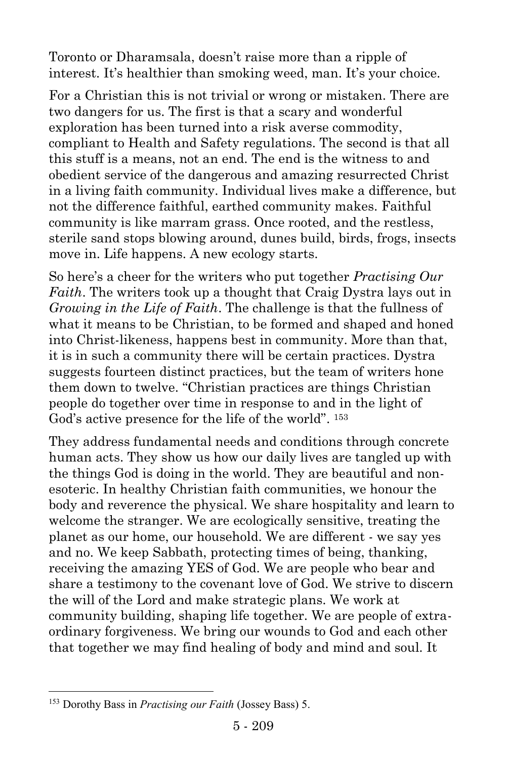Toronto or Dharamsala, doesn't raise more than a ripple of interest. It's healthier than smoking weed, man. It's your choice.

For a Christian this is not trivial or wrong or mistaken. There are two dangers for us. The first is that a scary and wonderful exploration has been turned into a risk averse commodity, compliant to Health and Safety regulations. The second is that all this stuff is a means, not an end. The end is the witness to and obedient service of the dangerous and amazing resurrected Christ in a living faith community. Individual lives make a difference, but not the difference faithful, earthed community makes. Faithful community is like marram grass. Once rooted, and the restless, sterile sand stops blowing around, dunes build, birds, frogs, insects move in. Life happens. A new ecology starts.

So here's a cheer for the writers who put together *Practising Our Faith*. The writers took up a thought that Craig Dystra lays out in *Growing in the Life of Faith*. The challenge is that the fullness of what it means to be Christian, to be formed and shaped and honed into Christ-likeness, happens best in community. More than that, it is in such a community there will be certain practices. Dystra suggests fourteen distinct practices, but the team of writers hone them down to twelve. "Christian practices are things Christian people do together over time in response to and in the light of God's active presence for the life of the world". [153]

They address fundamental needs and conditions through concrete human acts. They show us how our daily lives are tangled up with the things God is doing in the world. They are beautiful and non-esoteric. In healthy Christian faith communities, we honour the body and reverence the physical. We share hospitality and learn to welcome the stranger. We are ecologically sensitive, treating the planet as our home, our household. We are different - we say yes and no. We keep Sabbath, protecting times of being, thanking, receiving the amazing YES of God. We are people who bear and share a testimony to the covenant love of God. We strive to discern the will of the Lord and make strategic plans. We work at community building, shaping life together. We are people of extra-ordinary forgiveness. We bring our wounds to God and each other that together we may find healing of body and mind and soul. It

[153] Dorothy Bass in *Practising our Faith* (Jossey Bass) 5.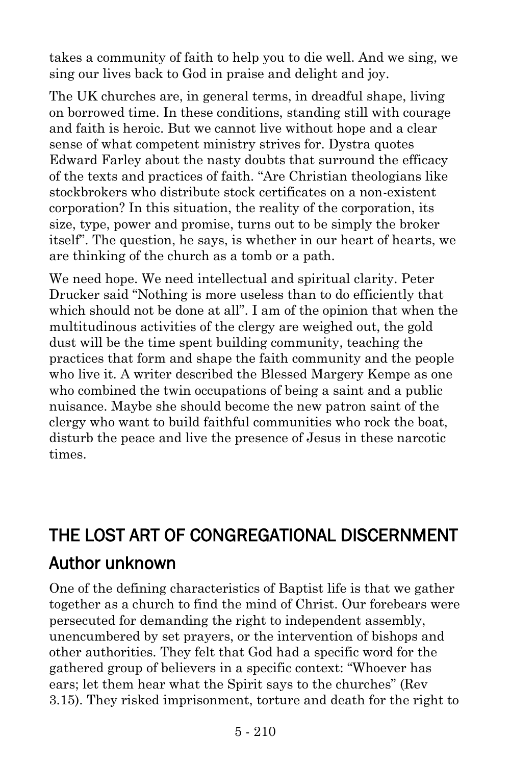takes a community of faith to help you to die well. And we sing, we sing our lives back to God in praise and delight and joy.

The UK churches are, in general terms, in dreadful shape, living on borrowed time. In these conditions, standing still with courage and faith is heroic. But we cannot live without hope and a clear sense of what competent ministry strives for. Dystra quotes Edward Farley about the nasty doubts that surround the efficacy of the texts and practices of faith. "Are Christian theologians like stockbrokers who distribute stock certificates on a non-existent corporation? In this situation, the reality of the corporation, its size, type, power and promise, turns out to be simply the broker itself". The question, he says, is whether in our heart of hearts, we are thinking of the church as a tomb or a path.

We need hope. We need intellectual and spiritual clarity. Peter Drucker said "Nothing is more useless than to do efficiently that which should not be done at all". I am of the opinion that when the multitudinous activities of the clergy are weighed out, the gold dust will be the time spent building community, teaching the practices that form and shape the faith community and the people who live it. A writer described the Blessed Margery Kempe as one who combined the twin occupations of being a saint and a public nuisance. Maybe she should become the new patron saint of the clergy who want to build faithful communities who rock the boat, disturb the peace and live the presence of Jesus in these narcotic times.

# THE LOST ART OF CONGREGATIONAL DISCERNMENT

## Author unknown

One of the defining characteristics of Baptist life is that we gather together as a church to find the mind of Christ. Our forebears were persecuted for demanding the right to independent assembly, unencumbered by set prayers, or the intervention of bishops and other authorities. They felt that God had a specific word for the gathered group of believers in a specific context: "Whoever has ears; let them hear what the Spirit says to the churches" (Rev 3.15). They risked imprisonment, torture and death for the right to